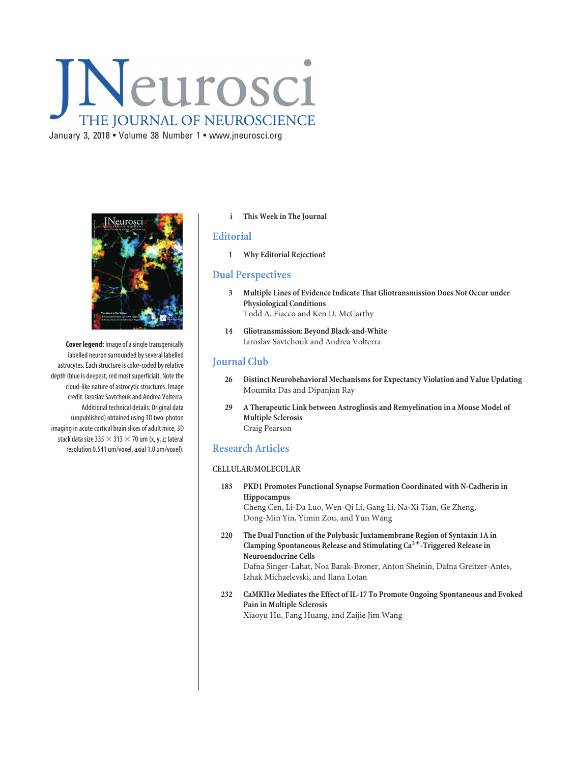# JNeurosci

## THE JOURNAL OF NEUROSCIENCE

January 3, 2018 • Volume 38 Number 1 • www.jneurosci.org

**Cover legend:** Image of a single transgenically labelled neuron surrounded by several labelled astrocytes. Each structure is color-coded by relative depth (blue is deepest, red most superficial). Note the cloud-like nature of astrocytic structures. Image credit: Iaroslav Savtchouk and Andrea Volterra. Additional technical details: Original data (unpublished) obtained using 3D two-photon imaging in acute cortical brain slices of adult mice, 3D stack data size 335 × 313 × 70 um (x, y, z; lateral resolution 0.541 um/voxel, axial 1.0 um/voxel).

i **This Week in The Journal**

## Editorial

1 **Why Editorial Rejection?**

## Dual Perspectives

3 **Multiple Lines of Evidence Indicate That Gliotransmission Does Not Occur under Physiological Conditions**
Todd A. Fiacco and Ken D. McCarthy

14 **Gliotransmission: Beyond Black-and-White**
Iaroslav Savtchouk and Andrea Volterra

## Journal Club

26 **Distinct Neurobehavioral Mechanisms for Expectancy Violation and Value Updating**
Moumita Das and Dipanjan Ray

29 **A Therapeutic Link between Astrogliosis and Remyelination in a Mouse Model of Multiple Sclerosis**
Craig Pearson

## Research Articles

### CELLULAR/MOLECULAR

183 **PKD1 Promotes Functional Synapse Formation Coordinated with N-Cadherin in Hippocampus**
Cheng Cen, Li-Da Luo, Wen-Qi Li, Gang Li, Na-Xi Tian, Ge Zheng, Dong-Min Yin, Yimin Zou, and Yun Wang

220 **The Dual Function of the Polybasic Juxtamembrane Region of Syntaxin 1A in Clamping Spontaneous Release and Stimulating $Ca^{2+}$-Triggered Release in Neuroendocrine Cells**
Dafna Singer-Lahat, Noa Barak-Broner, Anton Sheinin, Dafna Greitzer-Antes, Izhak Michaelevski, and Ilana Lotan

232 **CaMKII$\alpha$ Mediates the Effect of IL-17 To Promote Ongoing Spontaneous and Evoked Pain in Multiple Sclerosis**
Xiaoyu Hu, Fang Huang, and Zaijie Jim Wang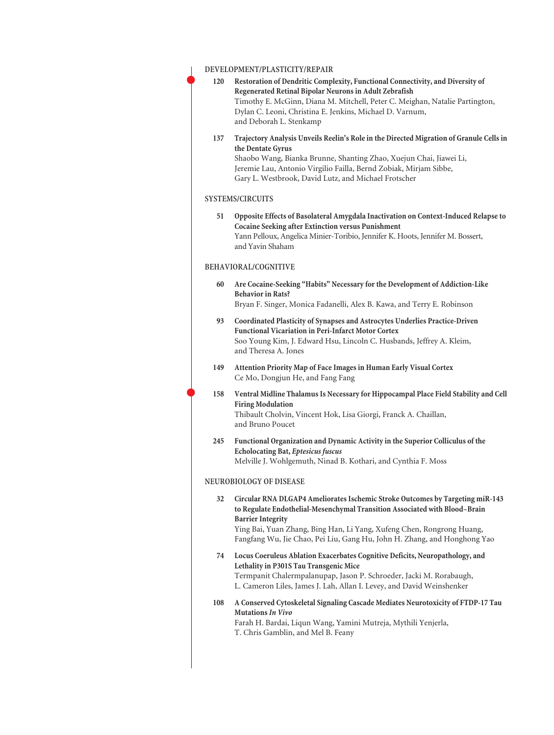## DEVELOPMENT/PLASTICITY/REPAIR

**120 Restoration of Dendritic Complexity, Functional Connectivity, and Diversity of Regenerated Retinal Bipolar Neurons in Adult Zebrafish**
Timothy E. McGinn, Diana M. Mitchell, Peter C. Meighan, Natalie Partington, Dylan C. Leoni, Christina E. Jenkins, Michael D. Varnum, and Deborah L. Stenkamp

**137 Trajectory Analysis Unveils Reelin's Role in the Directed Migration of Granule Cells in the Dentate Gyrus**
Shaobo Wang, Bianka Brunne, Shanting Zhao, Xuejun Chai, Jiawei Li, Jeremie Lau, Antonio Virgilio Failla, Bernd Zobiak, Mirjam Sibbe, Gary L. Westbrook, David Lutz, and Michael Frotscher

## SYSTEMS/CIRCUITS

**51 Opposite Effects of Basolateral Amygdala Inactivation on Context-Induced Relapse to Cocaine Seeking after Extinction versus Punishment**
Yann Pelloux, Angelica Minier-Toribio, Jennifer K. Hoots, Jennifer M. Bossert, and Yavin Shaham

## BEHAVIORAL/COGNITIVE

**60 Are Cocaine-Seeking "Habits" Necessary for the Development of Addiction-Like Behavior in Rats?**
Bryan F. Singer, Monica Fadanelli, Alex B. Kawa, and Terry E. Robinson

**93 Coordinated Plasticity of Synapses and Astrocytes Underlies Practice-Driven Functional Vicariation in Peri-Infarct Motor Cortex**
Soo Young Kim, J. Edward Hsu, Lincoln C. Husbands, Jeffrey A. Kleim, and Theresa A. Jones

**149 Attention Priority Map of Face Images in Human Early Visual Cortex**
Ce Mo, Dongjun He, and Fang Fang

**158 Ventral Midline Thalamus Is Necessary for Hippocampal Place Field Stability and Cell Firing Modulation**
Thibault Cholvin, Vincent Hok, Lisa Giorgi, Franck A. Chaillan, and Bruno Poucet

**245 Functional Organization and Dynamic Activity in the Superior Colliculus of the Echolocating Bat, *Eptesicus fuscus***
Melville J. Wohlgemuth, Ninad B. Kothari, and Cynthia F. Moss

## NEUROBIOLOGY OF DISEASE

**32 Circular RNA DLGAP4 Ameliorates Ischemic Stroke Outcomes by Targeting miR-143 to Regulate Endothelial-Mesenchymal Transition Associated with Blood–Brain Barrier Integrity**
Ying Bai, Yuan Zhang, Bing Han, Li Yang, Xufeng Chen, Rongrong Huang, Fangfang Wu, Jie Chao, Pei Liu, Gang Hu, John H. Zhang, and Honghong Yao

**74 Locus Coeruleus Ablation Exacerbates Cognitive Deficits, Neuropathology, and Lethality in P301S Tau Transgenic Mice**
Termpanit Chalermpalanupap, Jason P. Schroeder, Jacki M. Rorabaugh, L. Cameron Liles, James J. Lah, Allan I. Levey, and David Weinshenker

**108 A Conserved Cytoskeletal Signaling Cascade Mediates Neurotoxicity of FTDP-17 Tau Mutations *In Vivo***
Farah H. Bardai, Liqun Wang, Yamini Mutreja, Mythili Yenjerla, T. Chris Gamblin, and Mel B. Feany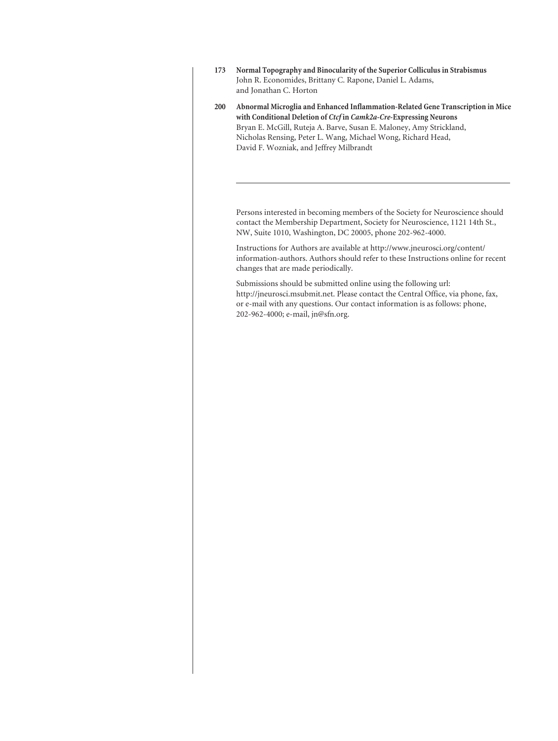**173 Normal Topography and Binocularity of the Superior Colliculus in Strabismus**
John R. Economides, Brittany C. Rapone, Daniel L. Adams, and Jonathan C. Horton

**200 Abnormal Microglia and Enhanced Inflammation-Related Gene Transcription in Mice with Conditional Deletion of *Ctcf* in *Camk2a-Cre*-Expressing Neurons**
Bryan E. McGill, Ruteja A. Barve, Susan E. Maloney, Amy Strickland, Nicholas Rensing, Peter L. Wang, Michael Wong, Richard Head, David F. Wozniak, and Jeffrey Milbrandt

---

Persons interested in becoming members of the Society for Neuroscience should contact the Membership Department, Society for Neuroscience, 1121 14th St., NW, Suite 1010, Washington, DC 20005, phone 202-962-4000.

Instructions for Authors are available at http://www.jneurosci.org/content/information-authors. Authors should refer to these Instructions online for recent changes that are made periodically.

Submissions should be submitted online using the following url: http://jneurosci.msubmit.net. Please contact the Central Office, via phone, fax, or e-mail with any questions. Our contact information is as follows: phone, 202-962-4000; e-mail, jn@sfn.org.